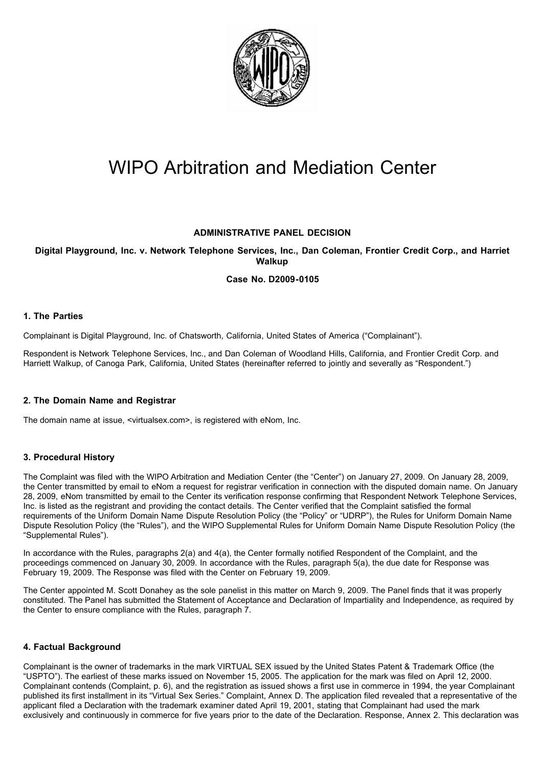# WIPO Arbitration and Mediation Center

**ADMINISTRATIVE PANEL DECISION**

**Digital Playground, Inc. v. Network Telephone Services, Inc., Dan Coleman, Frontier Credit Corp., and Harriet Walkup**

**Case No. D2009-0105**

## 1. The Parties

Complainant is Digital Playground, Inc. of Chatsworth, California, United States of America ("Complainant").

Respondent is Network Telephone Services, Inc., and Dan Coleman of Woodland Hills, California, and Frontier Credit Corp. and Harriett Walkup, of Canoga Park, California, United States (hereinafter referred to jointly and severally as "Respondent.")

## 2. The Domain Name and Registrar

The domain name at issue, <virtualsex.com>, is registered with eNom, Inc.

## 3. Procedural History

The Complaint was filed with the WIPO Arbitration and Mediation Center (the "Center") on January 27, 2009. On January 28, 2009, the Center transmitted by email to eNom a request for registrar verification in connection with the disputed domain name. On January 28, 2009, eNom transmitted by email to the Center its verification response confirming that Respondent Network Telephone Services, Inc. is listed as the registrant and providing the contact details. The Center verified that the Complaint satisfied the formal requirements of the Uniform Domain Name Dispute Resolution Policy (the "Policy" or "UDRP"), the Rules for Uniform Domain Name Dispute Resolution Policy (the "Rules"), and the WIPO Supplemental Rules for Uniform Domain Name Dispute Resolution Policy (the "Supplemental Rules").

In accordance with the Rules, paragraphs 2(a) and 4(a), the Center formally notified Respondent of the Complaint, and the proceedings commenced on January 30, 2009. In accordance with the Rules, paragraph 5(a), the due date for Response was February 19, 2009. The Response was filed with the Center on February 19, 2009.

The Center appointed M. Scott Donahey as the sole panelist in this matter on March 9, 2009. The Panel finds that it was properly constituted. The Panel has submitted the Statement of Acceptance and Declaration of Impartiality and Independence, as required by the Center to ensure compliance with the Rules, paragraph 7.

## 4. Factual Background

Complainant is the owner of trademarks in the mark VIRTUAL SEX issued by the United States Patent & Trademark Office (the "USPTO"). The earliest of these marks issued on November 15, 2005. The application for the mark was filed on April 12, 2000. Complainant contends (Complaint, p. 6), and the registration as issued shows a first use in commerce in 1994, the year Complainant published its first installment in its "Virtual Sex Series." Complaint, Annex D. The application filed revealed that a representative of the applicant filed a Declaration with the trademark examiner dated April 19, 2001, stating that Complainant had used the mark exclusively and continuously in commerce for five years prior to the date of the Declaration. Response, Annex 2. This declaration was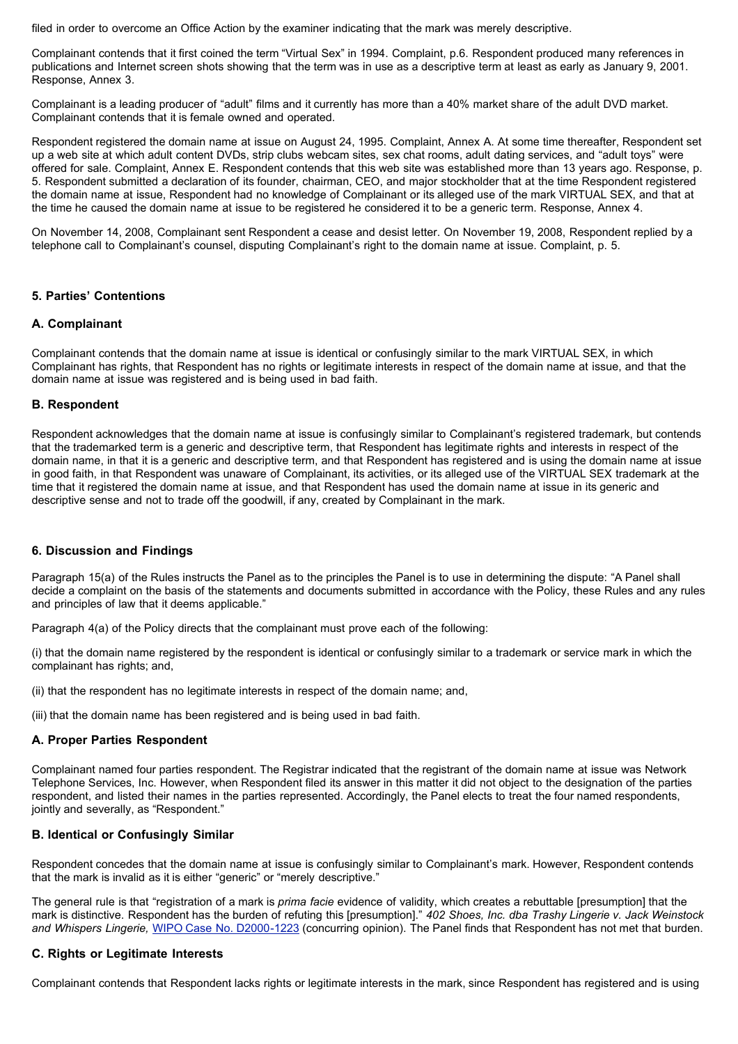filed in order to overcome an Office Action by the examiner indicating that the mark was merely descriptive.

Complainant contends that it first coined the term “Virtual Sex” in 1994. Complaint, p.6. Respondent produced many references in publications and Internet screen shots showing that the term was in use as a descriptive term at least as early as January 9, 2001. Response, Annex 3.

Complainant is a leading producer of “adult” films and it currently has more than a 40% market share of the adult DVD market. Complainant contends that it is female owned and operated.

Respondent registered the domain name at issue on August 24, 1995. Complaint, Annex A. At some time thereafter, Respondent set up a web site at which adult content DVDs, strip clubs webcam sites, sex chat rooms, adult dating services, and “adult toys” were offered for sale. Complaint, Annex E. Respondent contends that this web site was established more than 13 years ago. Response, p. 5. Respondent submitted a declaration of its founder, chairman, CEO, and major stockholder that at the time Respondent registered the domain name at issue, Respondent had no knowledge of Complainant or its alleged use of the mark VIRTUAL SEX, and that at the time he caused the domain name at issue to be registered he considered it to be a generic term. Response, Annex 4.

On November 14, 2008, Complainant sent Respondent a cease and desist letter. On November 19, 2008, Respondent replied by a telephone call to Complainant’s counsel, disputing Complainant’s right to the domain name at issue. Complaint, p. 5.

## 5. Parties’ Contentions

### A. Complainant

Complainant contends that the domain name at issue is identical or confusingly similar to the mark VIRTUAL SEX, in which Complainant has rights, that Respondent has no rights or legitimate interests in respect of the domain name at issue, and that the domain name at issue was registered and is being used in bad faith.

### B. Respondent

Respondent acknowledges that the domain name at issue is confusingly similar to Complainant’s registered trademark, but contends that the trademarked term is a generic and descriptive term, that Respondent has legitimate rights and interests in respect of the domain name, in that it is a generic and descriptive term, and that Respondent has registered and is using the domain name at issue in good faith, in that Respondent was unaware of Complainant, its activities, or its alleged use of the VIRTUAL SEX trademark at the time that it registered the domain name at issue, and that Respondent has used the domain name at issue in its generic and descriptive sense and not to trade off the goodwill, if any, created by Complainant in the mark.

## 6. Discussion and Findings

Paragraph 15(a) of the Rules instructs the Panel as to the principles the Panel is to use in determining the dispute: “A Panel shall decide a complaint on the basis of the statements and documents submitted in accordance with the Policy, these Rules and any rules and principles of law that it deems applicable.”

Paragraph 4(a) of the Policy directs that the complainant must prove each of the following:

(i) that the domain name registered by the respondent is identical or confusingly similar to a trademark or service mark in which the complainant has rights; and,

(ii) that the respondent has no legitimate interests in respect of the domain name; and,

(iii) that the domain name has been registered and is being used in bad faith.

### A. Proper Parties Respondent

Complainant named four parties respondent. The Registrar indicated that the registrant of the domain name at issue was Network Telephone Services, Inc. However, when Respondent filed its answer in this matter it did not object to the designation of the parties respondent, and listed their names in the parties represented. Accordingly, the Panel elects to treat the four named respondents, jointly and severally, as “Respondent.”

### B. Identical or Confusingly Similar

Respondent concedes that the domain name at issue is confusingly similar to Complainant’s mark. However, Respondent contends that the mark is invalid as it is either “generic” or “merely descriptive.”

The general rule is that “registration of a mark is *prima facie* evidence of validity, which creates a rebuttable [presumption] that the mark is distinctive. Respondent has the burden of refuting this [presumption].” *402 Shoes, Inc. dba Trashy Lingerie v. Jack Weinstock and Whispers Lingerie,* WIPO Case No. D2000-1223 (concurring opinion). The Panel finds that Respondent has not met that burden.

### C. Rights or Legitimate Interests

Complainant contends that Respondent lacks rights or legitimate interests in the mark, since Respondent has registered and is using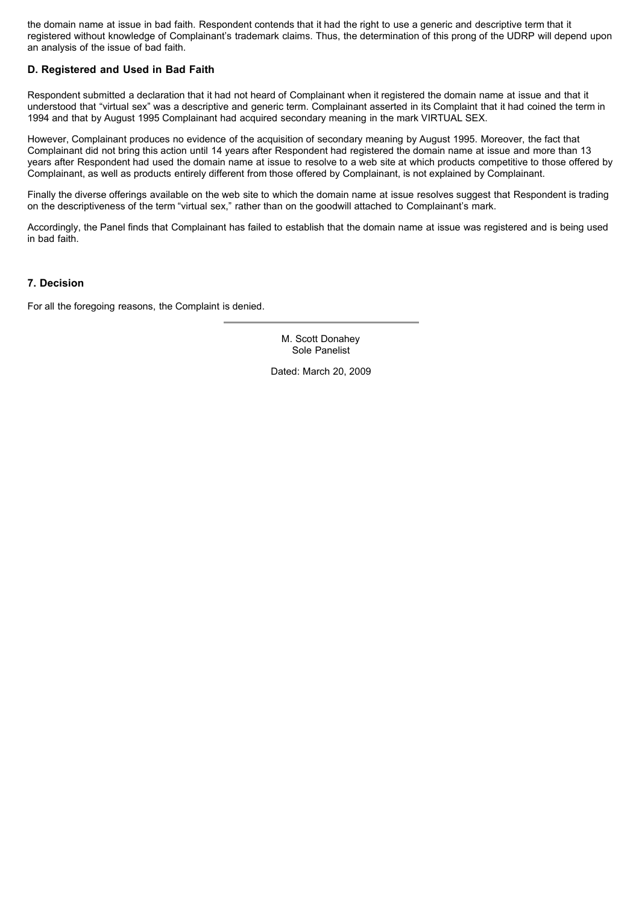the domain name at issue in bad faith. Respondent contends that it had the right to use a generic and descriptive term that it registered without knowledge of Complainant's trademark claims. Thus, the determination of this prong of the UDRP will depend upon an analysis of the issue of bad faith.

### D. Registered and Used in Bad Faith

Respondent submitted a declaration that it had not heard of Complainant when it registered the domain name at issue and that it understood that "virtual sex" was a descriptive and generic term. Complainant asserted in its Complaint that it had coined the term in 1994 and that by August 1995 Complainant had acquired secondary meaning in the mark VIRTUAL SEX.

However, Complainant produces no evidence of the acquisition of secondary meaning by August 1995. Moreover, the fact that Complainant did not bring this action until 14 years after Respondent had registered the domain name at issue and more than 13 years after Respondent had used the domain name at issue to resolve to a web site at which products competitive to those offered by Complainant, as well as products entirely different from those offered by Complainant, is not explained by Complainant.

Finally the diverse offerings available on the web site to which the domain name at issue resolves suggest that Respondent is trading on the descriptiveness of the term "virtual sex," rather than on the goodwill attached to Complainant's mark.

Accordingly, the Panel finds that Complainant has failed to establish that the domain name at issue was registered and is being used in bad faith.

## 7. Decision

For all the foregoing reasons, the Complaint is denied.

---

M. Scott Donahey
Sole Panelist

Dated: March 20, 2009